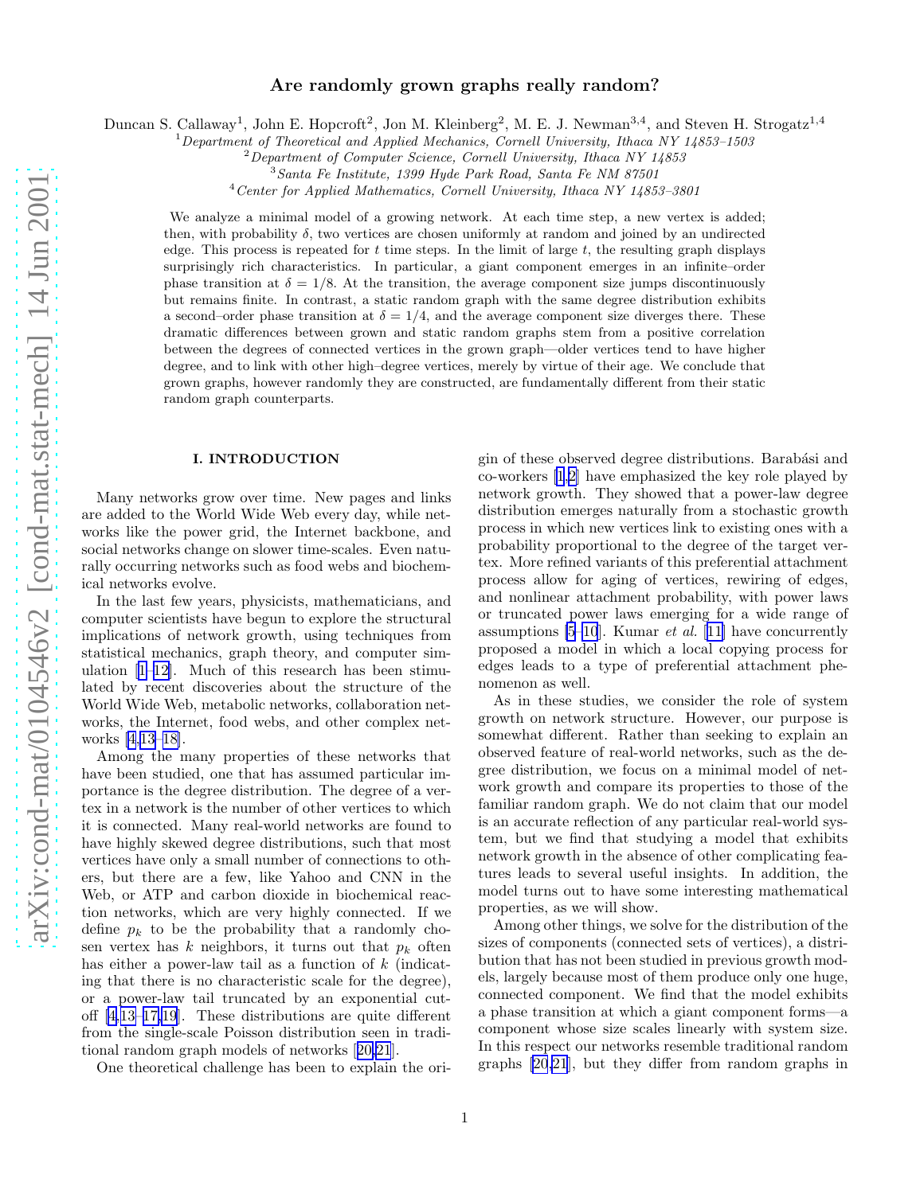# Are randomly grown graphs really random?

Duncan S. Callaway[1], John E. Hopcroft[2], Jon M. Kleinberg[2], M. E. J. Newman[3,4], and Steven H. Strogatz[1,4]

[1]*Department of Theoretical and Applied Mechanics, Cornell University, Ithaca NY 14853–1503*
[2]*Department of Computer Science, Cornell University, Ithaca NY 14853*
[3]*Santa Fe Institute, 1399 Hyde Park Road, Santa Fe NM 87501*
[4]*Center for Applied Mathematics, Cornell University, Ithaca NY 14853–3801*

We analyze a minimal model of a growing network. At each time step, a new vertex is added; then, with probability $\delta$, two vertices are chosen uniformly at random and joined by an undirected edge. This process is repeated for $t$ time steps. In the limit of large $t$, the resulting graph displays surprisingly rich characteristics. In particular, a giant component emerges in an infinite–order phase transition at $\delta = 1/8$. At the transition, the average component size jumps discontinuously but remains finite. In contrast, a static random graph with the same degree distribution exhibits a second–order phase transition at $\delta = 1/4$, and the average component size diverges there. These dramatic differences between grown and static random graphs stem from a positive correlation between the degrees of connected vertices in the grown graph—older vertices tend to have higher degree, and to link with other high–degree vertices, merely by virtue of their age. We conclude that grown graphs, however randomly they are constructed, are fundamentally different from their static random graph counterparts.

## I. INTRODUCTION

Many networks grow over time. New pages and links are added to the World Wide Web every day, while networks like the power grid, the Internet backbone, and social networks change on slower time-scales. Even naturally occurring networks such as food webs and biochemical networks evolve.

In the last few years, physicists, mathematicians, and computer scientists have begun to explore the structural implications of network growth, using techniques from statistical mechanics, graph theory, and computer simulation [1–12]. Much of this research has been stimulated by recent discoveries about the structure of the World Wide Web, metabolic networks, collaboration networks, the Internet, food webs, and other complex networks [4,13–18].

Among the many properties of these networks that have been studied, one that has assumed particular importance is the degree distribution. The degree of a vertex in a network is the number of other vertices to which it is connected. Many real-world networks are found to have highly skewed degree distributions, such that most vertices have only a small number of connections to others, but there are a few, like Yahoo and CNN in the Web, or ATP and carbon dioxide in biochemical reaction networks, which are very highly connected. If we define $p_k$ to be the probability that a randomly chosen vertex has $k$ neighbors, it turns out that $p_k$ often has either a power-law tail as a function of $k$ (indicating that there is no characteristic scale for the degree), or a power-law tail truncated by an exponential cutoff [4,13–17,19]. These distributions are quite different from the single-scale Poisson distribution seen in traditional random graph models of networks [20,21].

One theoretical challenge has been to explain the origin of these observed degree distributions. Barabási and co-workers [1,2] have emphasized the key role played by network growth. They showed that a power-law degree distribution emerges naturally from a stochastic growth process in which new vertices link to existing ones with a probability proportional to the degree of the target vertex. More refined variants of this preferential attachment process allow for aging of vertices, rewiring of edges, and nonlinear attachment probability, with power laws or truncated power laws emerging for a wide range of assumptions [5–10]. Kumar *et al.* [11] have concurrently proposed a model in which a local copying process for edges leads to a type of preferential attachment phenomenon as well.

As in these studies, we consider the role of system growth on network structure. However, our purpose is somewhat different. Rather than seeking to explain an observed feature of real-world networks, such as the degree distribution, we focus on a minimal model of network growth and compare its properties to those of the familiar random graph. We do not claim that our model is an accurate reflection of any particular real-world system, but we find that studying a model that exhibits network growth in the absence of other complicating features leads to several useful insights. In addition, the model turns out to have some interesting mathematical properties, as we will show.

Among other things, we solve for the distribution of the sizes of components (connected sets of vertices), a distribution that has not been studied in previous growth models, largely because most of them produce only one huge, connected component. We find that the model exhibits a phase transition at which a giant component forms—a component whose size scales linearly with system size. In this respect our networks resemble traditional random graphs [20,21], but they differ from random graphs in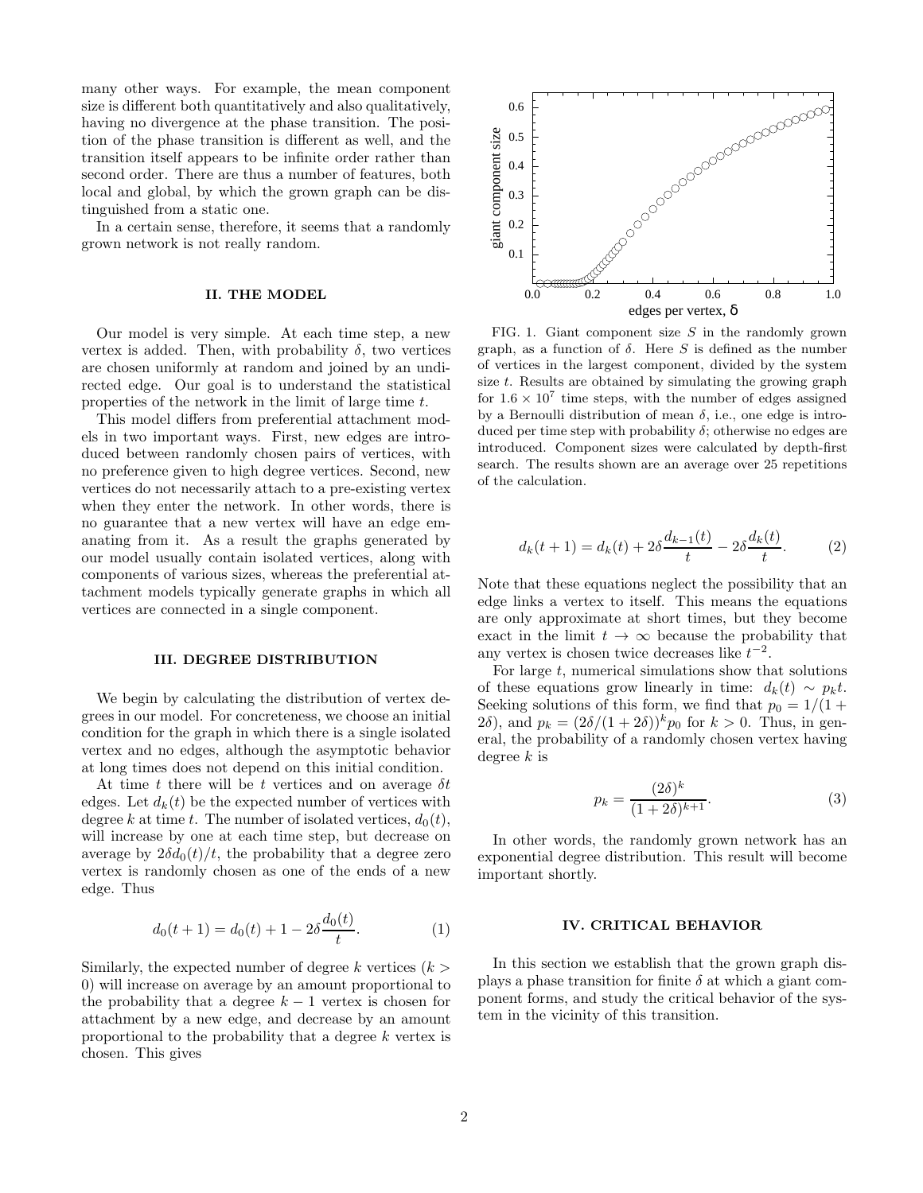many other ways. For example, the mean component size is different both quantitatively and also qualitatively, having no divergence at the phase transition. The position of the phase transition is different as well, and the transition itself appears to be infinite order rather than second order. There are thus a number of features, both local and global, by which the grown graph can be distinguished from a static one.

In a certain sense, therefore, it seems that a randomly grown network is not really random.

## II. THE MODEL

Our model is very simple. At each time step, a new vertex is added. Then, with probability $\delta$, two vertices are chosen uniformly at random and joined by an undirected edge. Our goal is to understand the statistical properties of the network in the limit of large time $t$.

This model differs from preferential attachment models in two important ways. First, new edges are introduced between randomly chosen pairs of vertices, with no preference given to high degree vertices. Second, new vertices do not necessarily attach to a pre-existing vertex when they enter the network. In other words, there is no guarantee that a new vertex will have an edge emanating from it. As a result the graphs generated by our model usually contain isolated vertices, along with components of various sizes, whereas the preferential attachment models typically generate graphs in which all vertices are connected in a single component.

## III. DEGREE DISTRIBUTION

We begin by calculating the distribution of vertex degrees in our model. For concreteness, we choose an initial condition for the graph in which there is a single isolated vertex and no edges, although the asymptotic behavior at long times does not depend on this initial condition.

At time $t$ there will be $t$ vertices and on average $\delta t$ edges. Let $d_k(t)$ be the expected number of vertices with degree $k$ at time $t$. The number of isolated vertices, $d_0(t)$, will increase by one at each time step, but decrease on average by $2\delta d_0(t)/t$, the probability that a degree zero vertex is randomly chosen as one of the ends of a new edge. Thus

$$d_0(t+1) = d_0(t) + 1 - 2\delta \frac{d_0(t)}{t}. \tag{1}$$

Similarly, the expected number of degree $k$ vertices ($k > 0$) will increase on average by an amount proportional to the probability that a degree $k-1$ vertex is chosen for attachment by a new edge, and decrease by an amount proportional to the probability that a degree $k$ vertex is chosen. This gives

$$d_k(t+1) = d_k(t) + 2\delta \frac{d_{k-1}(t)}{t} - 2\delta \frac{d_k(t)}{t}. \tag{2}$$

Note that these equations neglect the possibility that an edge links a vertex to itself. This means the equations are only approximate at short times, but they become exact in the limit $t \to \infty$ because the probability that any vertex is chosen twice decreases like $t^{-2}$.

For large $t$, numerical simulations show that solutions of these equations grow linearly in time: $d_k(t) \sim p_k t$. Seeking solutions of this form, we find that $p_0 = 1/(1 + 2\delta)$, and $p_k = (2\delta/(1+2\delta))^k p_0$ for $k > 0$. Thus, in general, the probability of a randomly chosen vertex having degree $k$ is

$$p_k = \frac{(2\delta)^k}{(1+2\delta)^{k+1}}. \tag{3}$$

In other words, the randomly grown network has an exponential degree distribution. This result will become important shortly.

FIG. 1. Giant component size $S$ in the randomly grown graph, as a function of $\delta$. Here $S$ is defined as the number of vertices in the largest component, divided by the system size $t$. Results are obtained by simulating the growing graph for $1.6 \times 10^7$ time steps, with the number of edges assigned by a Bernoulli distribution of mean $\delta$, i.e., one edge is introduced per time step with probability $\delta$; otherwise no edges are introduced. Component sizes were calculated by depth-first search. The results shown are an average over 25 repetitions of the calculation.

## IV. CRITICAL BEHAVIOR

In this section we establish that the grown graph displays a phase transition for finite $\delta$ at which a giant component forms, and study the critical behavior of the system in the vicinity of this transition.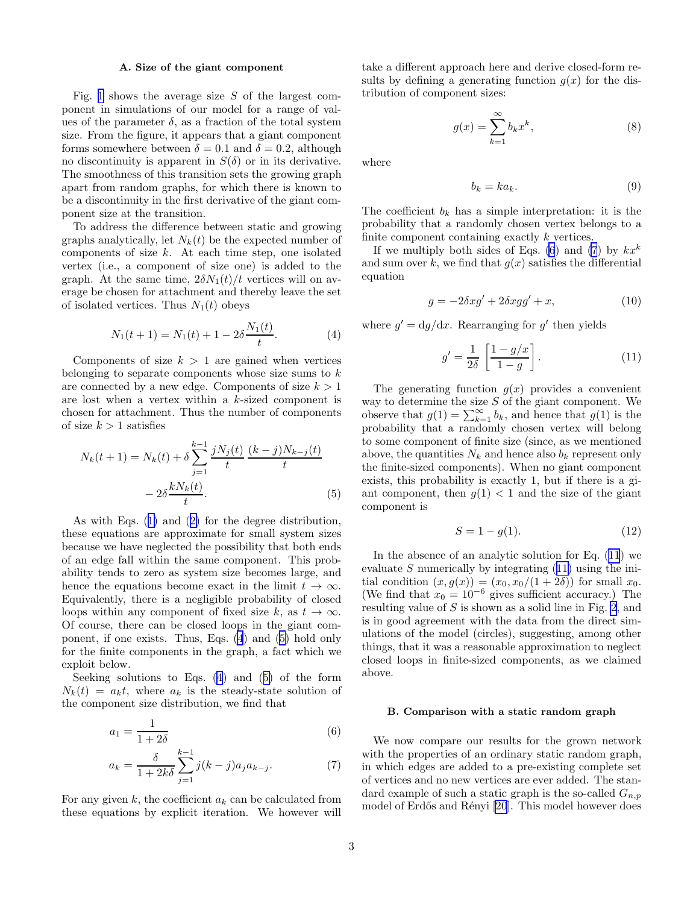### A. Size of the giant component

Fig. 1 shows the average size $S$ of the largest component in simulations of our model for a range of values of the parameter $\delta$, as a fraction of the total system size. From the figure, it appears that a giant component forms somewhere between $\delta = 0.1$ and $\delta = 0.2$, although no discontinuity is apparent in $S(\delta)$ or in its derivative. The smoothness of this transition sets the growing graph apart from random graphs, for which there is known to be a discontinuity in the first derivative of the giant component size at the transition.

To address the difference between static and growing graphs analytically, let $N_k(t)$ be the expected number of components of size $k$. At each time step, one isolated vertex (i.e., a component of size one) is added to the graph. At the same time, $2\delta N_1(t)/t$ vertices will on average be chosen for attachment and thereby leave the set of isolated vertices. Thus $N_1(t)$ obeys

$$N_1(t+1) = N_1(t) + 1 - 2\delta \frac{N_1(t)}{t}. \tag{4}$$

Components of size $k > 1$ are gained when vertices belonging to separate components whose size sums to $k$ are connected by a new edge. Components of size $k > 1$ are lost when a vertex within a $k$-sized component is chosen for attachment. Thus the number of components of size $k > 1$ satisfies

$$N_k(t+1) = N_k(t) + \delta \sum_{j=1}^{k-1} \frac{jN_j(t)}{t} \frac{(k-j)N_{k-j}(t)}{t} - 2\delta \frac{kN_k(t)}{t}. \tag{5}$$

As with Eqs. (1) and (2) for the degree distribution, these equations are approximate for small system sizes because we have neglected the possibility that both ends of an edge fall within the same component. This probability tends to zero as system size becomes large, and hence the equations become exact in the limit $t \to \infty$. Equivalently, there is a negligible probability of closed loops within any component of fixed size $k$, as $t \to \infty$. Of course, there can be closed loops in the giant component, if one exists. Thus, Eqs. (4) and (5) hold only for the finite components in the graph, a fact which we exploit below.

Seeking solutions to Eqs. (4) and (5) of the form $N_k(t) = a_k t$, where $a_k$ is the steady-state solution of the component size distribution, we find that

$$a_1 = \frac{1}{1+2\delta} \tag{6}$$

$$a_k = \frac{\delta}{1+2k\delta} \sum_{j=1}^{k-1} j(k-j)a_j a_{k-j}. \tag{7}$$

For any given $k$, the coefficient $a_k$ can be calculated from these equations by explicit iteration. We however will take a different approach here and derive closed-form results by defining a generating function $g(x)$ for the distribution of component sizes:

$$g(x) = \sum_{k=1}^{\infty} b_k x^k, \tag{8}$$

where

$$b_k = k a_k. \tag{9}$$

The coefficient $b_k$ has a simple interpretation: it is the probability that a randomly chosen vertex belongs to a finite component containing exactly $k$ vertices.

If we multiply both sides of Eqs. (6) and (7) by $kx^k$ and sum over $k$, we find that $g(x)$ satisfies the differential equation

$$g = -2\delta x g' + 2\delta x g g' + x, \tag{10}$$

where $g' = \mathrm{d}g/\mathrm{d}x$. Rearranging for $g'$ then yields

$$g' = \frac{1}{2\delta} \left[ \frac{1 - g/x}{1-g} \right]. \tag{11}$$

The generating function $g(x)$ provides a convenient way to determine the size $S$ of the giant component. We observe that $g(1) = \sum_{k=1}^{\infty} b_k$, and hence that $g(1)$ is the probability that a randomly chosen vertex will belong to some component of finite size (since, as we mentioned above, the quantities $N_k$ and hence also $b_k$ represent only the finite-sized components). When no giant component exists, this probability is exactly 1, but if there is a giant component, then $g(1) < 1$ and the size of the giant component is

$$S = 1 - g(1). \tag{12}$$

In the absence of an analytic solution for Eq. (11) we evaluate $S$ numerically by integrating (11) using the initial condition $(x, g(x)) = (x_0, x_0/(1+2\delta))$ for small $x_0$. (We find that $x_0 = 10^{-6}$ gives sufficient accuracy.) The resulting value of $S$ is shown as a solid line in Fig. 2, and is in good agreement with the data from the direct simulations of the model (circles), suggesting, among other things, that it was a reasonable approximation to neglect closed loops in finite-sized components, as we claimed above.

### B. Comparison with a static random graph

We now compare our results for the grown network with the properties of an ordinary static random graph, in which edges are added to a pre-existing complete set of vertices and no new vertices are ever added. The standard example of such a static graph is the so-called $G_{n,p}$ model of Erdős and Rényi [20]. This model however does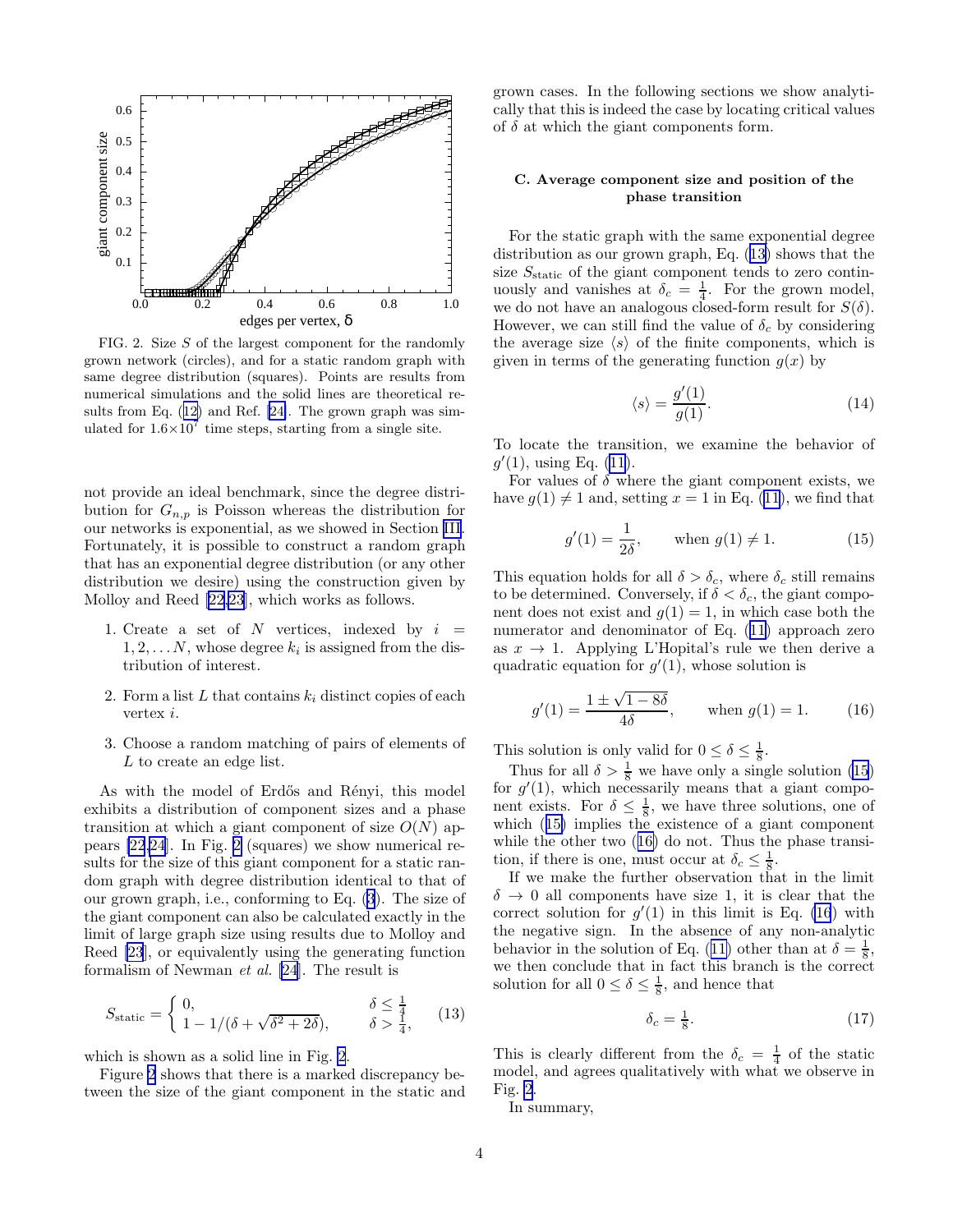FIG. 2. Size $S$ of the largest component for the randomly grown network (circles), and for a static random graph with same degree distribution (squares). Points are results from numerical simulations and the solid lines are theoretical results from Eq. (12) and Ref. [24]. The grown graph was simulated for $1.6\times10^7$ time steps, starting from a single site.

not provide an ideal benchmark, since the degree distribution for $G_{n,p}$ is Poisson whereas the distribution for our networks is exponential, as we showed in Section III. Fortunately, it is possible to construct a random graph that has an exponential degree distribution (or any other distribution we desire) using the construction given by Molloy and Reed [22,23], which works as follows.

1. Create a set of $N$ vertices, indexed by $i = 1, 2, \ldots N$, whose degree $k_i$ is assigned from the distribution of interest.

2. Form a list $L$ that contains $k_i$ distinct copies of each vertex $i$.

3. Choose a random matching of pairs of elements of $L$ to create an edge list.

As with the model of Erdős and Rényi, this model exhibits a distribution of component sizes and a phase transition at which a giant component of size $O(N)$ appears [22,24]. In Fig. 2 (squares) we show numerical results for the size of this giant component for a static random graph with degree distribution identical to that of our grown graph, i.e., conforming to Eq. (3). The size of the giant component can also be calculated exactly in the limit of large graph size using results due to Molloy and Reed [23], or equivalently using the generating function formalism of Newman *et al.* [24]. The result is

$$S_{\mathrm{static}} = \begin{cases} 0, & \delta \le \frac{1}{4} \\ 1 - 1/(\delta + \sqrt{\delta^2 + 2\delta}), & \delta > \frac{1}{4}, \end{cases} \tag{13}$$

which is shown as a solid line in Fig. 2.

Figure 2 shows that there is a marked discrepancy between the size of the giant component in the static and grown cases. In the following sections we show analytically that this is indeed the case by locating critical values of $\delta$ at which the giant components form.

### C. Average component size and position of the phase transition

For the static graph with the same exponential degree distribution as our grown graph, Eq. (13) shows that the size $S_{\mathrm{static}}$ of the giant component tends to zero continuously and vanishes at $\delta_c = \frac{1}{4}$. For the grown model, we do not have an analogous closed-form result for $S(\delta)$. However, we can still find the value of $\delta_c$ by considering the average size $\langle s \rangle$ of the finite components, which is given in terms of the generating function $g(x)$ by

$$\langle s \rangle = \frac{g'(1)}{g(1)}. \tag{14}$$

To locate the transition, we examine the behavior of $g'(1)$, using Eq. (11).

For values of $\delta$ where the giant component exists, we have $g(1) \neq 1$ and, setting $x = 1$ in Eq. (11), we find that

$$g'(1) = \frac{1}{2\delta}, \qquad \text{when } g(1) \neq 1. \tag{15}$$

This equation holds for all $\delta > \delta_c$, where $\delta_c$ still remains to be determined. Conversely, if $\delta < \delta_c$, the giant component does not exist and $g(1) = 1$, in which case both the numerator and denominator of Eq. (11) approach zero as $x \to 1$. Applying L'Hopital's rule we then derive a quadratic equation for $g'(1)$, whose solution is

$$g'(1) = \frac{1 \pm \sqrt{1 - 8\delta}}{4\delta}, \qquad \text{when } g(1) = 1. \tag{16}$$

This solution is only valid for $0 \le \delta \le \frac{1}{8}$.

Thus for all $\delta > \frac{1}{8}$ we have only a single solution (15) for $g'(1)$, which necessarily means that a giant component exists. For $\delta \le \frac{1}{8}$, we have three solutions, one of which (15) implies the existence of a giant component while the other two (16) do not. Thus the phase transition, if there is one, must occur at $\delta_c \le \frac{1}{8}$.

If we make the further observation that in the limit $\delta \to 0$ all components have size 1, it is clear that the correct solution for $g'(1)$ in this limit is Eq. (16) with the negative sign. In the absence of any non-analytic behavior in the solution of Eq. (11) other than at $\delta = \frac{1}{8}$, we then conclude that in fact this branch is the correct solution for all $0 \le \delta \le \frac{1}{8}$, and hence that

$$\delta_c = \tfrac{1}{8}. \tag{17}$$

This is clearly different from the $\delta_c = \frac{1}{4}$ of the static model, and agrees qualitatively with what we observe in Fig. 2.

In summary,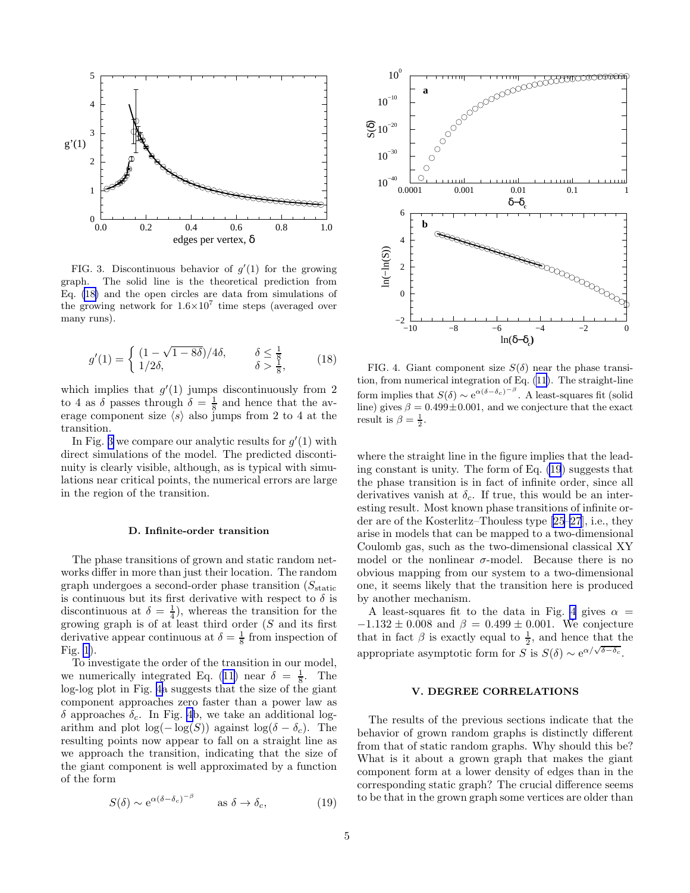FIG. 3. Discontinuous behavior of $g'(1)$ for the growing graph. The solid line is the theoretical prediction from Eq. (18) and the open circles are data from simulations of the growing network for $1.6\times10^7$ time steps (averaged over many runs).

$$g'(1) = \begin{cases} (1-\sqrt{1-8\delta})/4\delta, & \delta \le \frac{1}{8} \\ 1/2\delta, & \delta > \frac{1}{8}, \end{cases} \tag{18}$$

which implies that $g'(1)$ jumps discontinuously from 2 to 4 as $\delta$ passes through $\delta = \frac{1}{8}$ and hence that the average component size $\langle s\rangle$ also jumps from 2 to 4 at the transition.

In Fig. 3 we compare our analytic results for $g'(1)$ with direct simulations of the model. The predicted discontinuity is clearly visible, although, as is typical with simulations near critical points, the numerical errors are large in the region of the transition.

### D. Infinite-order transition

The phase transitions of grown and static random networks differ in more than just their location. The random graph undergoes a second-order phase transition ($S_{\text{static}}$ is continuous but its first derivative with respect to $\delta$ is discontinuous at $\delta = \frac{1}{4}$), whereas the transition for the growing graph is of at least third order ($S$ and its first derivative appear continuous at $\delta = \frac{1}{8}$ from inspection of Fig. 1).

To investigate the order of the transition in our model, we numerically integrated Eq. (11) near $\delta = \frac{1}{8}$. The log-log plot in Fig. 4a suggests that the size of the giant component approaches zero faster than a power law as $\delta$ approaches $\delta_c$. In Fig. 4b, we take an additional logarithm and plot $\log(-\log(S))$ against $\log(\delta-\delta_c)$. The resulting points now appear to fall on a straight line as we approach the transition, indicating that the size of the giant component is well approximated by a function of the form

$$S(\delta) \sim e^{\alpha(\delta-\delta_c)^{-\beta}} \qquad \text{as } \delta \to \delta_c, \tag{19}$$

FIG. 4. Giant component size $S(\delta)$ near the phase transition, from numerical integration of Eq. (11). The straight-line form implies that $S(\delta) \sim e^{\alpha(\delta-\delta_c)^{-\beta}}$. A least-squares fit (solid line) gives $\beta = 0.499\pm0.001$, and we conjecture that the exact result is $\beta = \frac{1}{2}$.

where the straight line in the figure implies that the leading constant is unity. The form of Eq. (19) suggests that the phase transition is in fact of infinite order, since all derivatives vanish at $\delta_c$. If true, this would be an interesting result. Most known phase transitions of infinite order are of the Kosterlitz–Thouless type [25–27], i.e., they arise in models that can be mapped to a two-dimensional Coulomb gas, such as the two-dimensional classical XY model or the nonlinear $\sigma$-model. Because there is no obvious mapping from our system to a two-dimensional one, it seems likely that the transition here is produced by another mechanism.

A least-squares fit to the data in Fig. 4 gives $\alpha = -1.132\pm0.008$ and $\beta = 0.499\pm0.001$. We conjecture that in fact $\beta$ is exactly equal to $\frac{1}{2}$, and hence that the appropriate asymptotic form for $S$ is $S(\delta) \sim e^{\alpha/\sqrt{\delta-\delta_c}}$.

## V. DEGREE CORRELATIONS

The results of the previous sections indicate that the behavior of grown random graphs is distinctly different from that of static random graphs. Why should this be? What is it about a grown graph that makes the giant component form at a lower density of edges than in the corresponding static graph? The crucial difference seems to be that in the grown graph some vertices are older than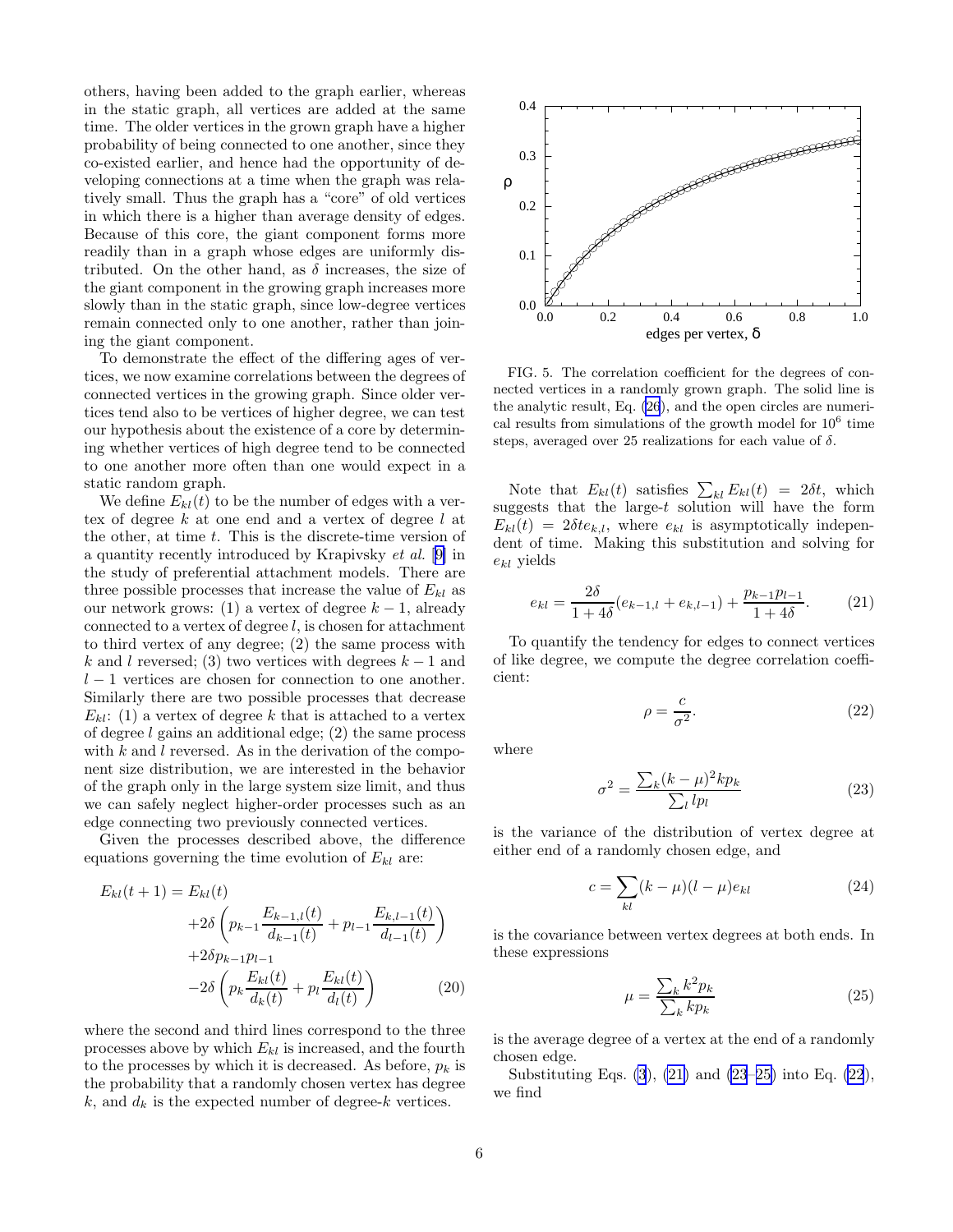others, having been added to the graph earlier, whereas in the static graph, all vertices are added at the same time. The older vertices in the grown graph have a higher probability of being connected to one another, since they co-existed earlier, and hence had the opportunity of developing connections at a time when the graph was relatively small. Thus the graph has a "core" of old vertices in which there is a higher than average density of edges. Because of this core, the giant component forms more readily than in a graph whose edges are uniformly distributed. On the other hand, as $\delta$ increases, the size of the giant component in the growing graph increases more slowly than in the static graph, since low-degree vertices remain connected only to one another, rather than joining the giant component.

To demonstrate the effect of the differing ages of vertices, we now examine correlations between the degrees of connected vertices in the growing graph. Since older vertices tend also to be vertices of higher degree, we can test our hypothesis about the existence of a core by determining whether vertices of high degree tend to be connected to one another more often than one would expect in a static random graph.

We define $E_{kl}(t)$ to be the number of edges with a vertex of degree $k$ at one end and a vertex of degree $l$ at the other, at time $t$. This is the discrete-time version of a quantity recently introduced by Krapivsky *et al.* [9] in the study of preferential attachment models. There are three possible processes that increase the value of $E_{kl}$ as our network grows: (1) a vertex of degree $k-1$, already connected to a vertex of degree $l$, is chosen for attachment to third vertex of any degree; (2) the same process with $k$ and $l$ reversed; (3) two vertices with degrees $k-1$ and $l-1$ vertices are chosen for connection to one another. Similarly there are two possible processes that decrease $E_{kl}$: (1) a vertex of degree $k$ that is attached to a vertex of degree $l$ gains an additional edge; (2) the same process with $k$ and $l$ reversed. As in the derivation of the component size distribution, we are interested in the behavior of the graph only in the large system size limit, and thus we can safely neglect higher-order processes such as an edge connecting two previously connected vertices.

Given the processes described above, the difference equations governing the time evolution of $E_{kl}$ are:

$$
\begin{aligned}
E_{kl}(t+1) = E_{kl}(t) & \\
&+2\delta\left(p_{k-1}\frac{E_{k-1,l}(t)}{d_{k-1}(t)} + p_{l-1}\frac{E_{k,l-1}(t)}{d_{l-1}(t)}\right) \\
&+2\delta p_{k-1}p_{l-1} \\
&-2\delta\left(p_k\frac{E_{kl}(t)}{d_k(t)} + p_l\frac{E_{kl}(t)}{d_l(t)}\right)
\end{aligned}
\tag{20}
$$

where the second and third lines correspond to the three processes above by which $E_{kl}$ is increased, and the fourth to the processes by which it is decreased. As before, $p_k$ is the probability that a randomly chosen vertex has degree $k$, and $d_k$ is the expected number of degree-$k$ vertices.

FIG. 5. The correlation coefficient for the degrees of connected vertices in a randomly grown graph. The solid line is the analytic result, Eq. (26), and the open circles are numerical results from simulations of the growth model for $10^6$ time steps, averaged over 25 realizations for each value of $\delta$.

Note that $E_{kl}(t)$ satisfies $\sum_{kl} E_{kl}(t) = 2\delta t$, which suggests that the large-$t$ solution will have the form $E_{kl}(t) = 2\delta t e_{k,l}$, where $e_{kl}$ is asymptotically independent of time. Making this substitution and solving for $e_{kl}$ yields

$$
e_{kl} = \frac{2\delta}{1+4\delta}(e_{k-1,l} + e_{k,l-1}) + \frac{p_{k-1}p_{l-1}}{1+4\delta}. \tag{21}
$$

To quantify the tendency for edges to connect vertices of like degree, we compute the degree correlation coefficient:

$$
\rho = \frac{c}{\sigma^2}. \tag{22}
$$

where

$$
\sigma^2 = \frac{\sum_k (k-\mu)^2 k p_k}{\sum_l l p_l} \tag{23}
$$

is the variance of the distribution of vertex degree at either end of a randomly chosen edge, and

$$
c = \sum_{kl} (k-\mu)(l-\mu) e_{kl} \tag{24}
$$

is the covariance between vertex degrees at both ends. In these expressions

$$
\mu = \frac{\sum_k k^2 p_k}{\sum_k k p_k} \tag{25}
$$

is the average degree of a vertex at the end of a randomly chosen edge.

Substituting Eqs. (3), (21) and (23–25) into Eq. (22), we find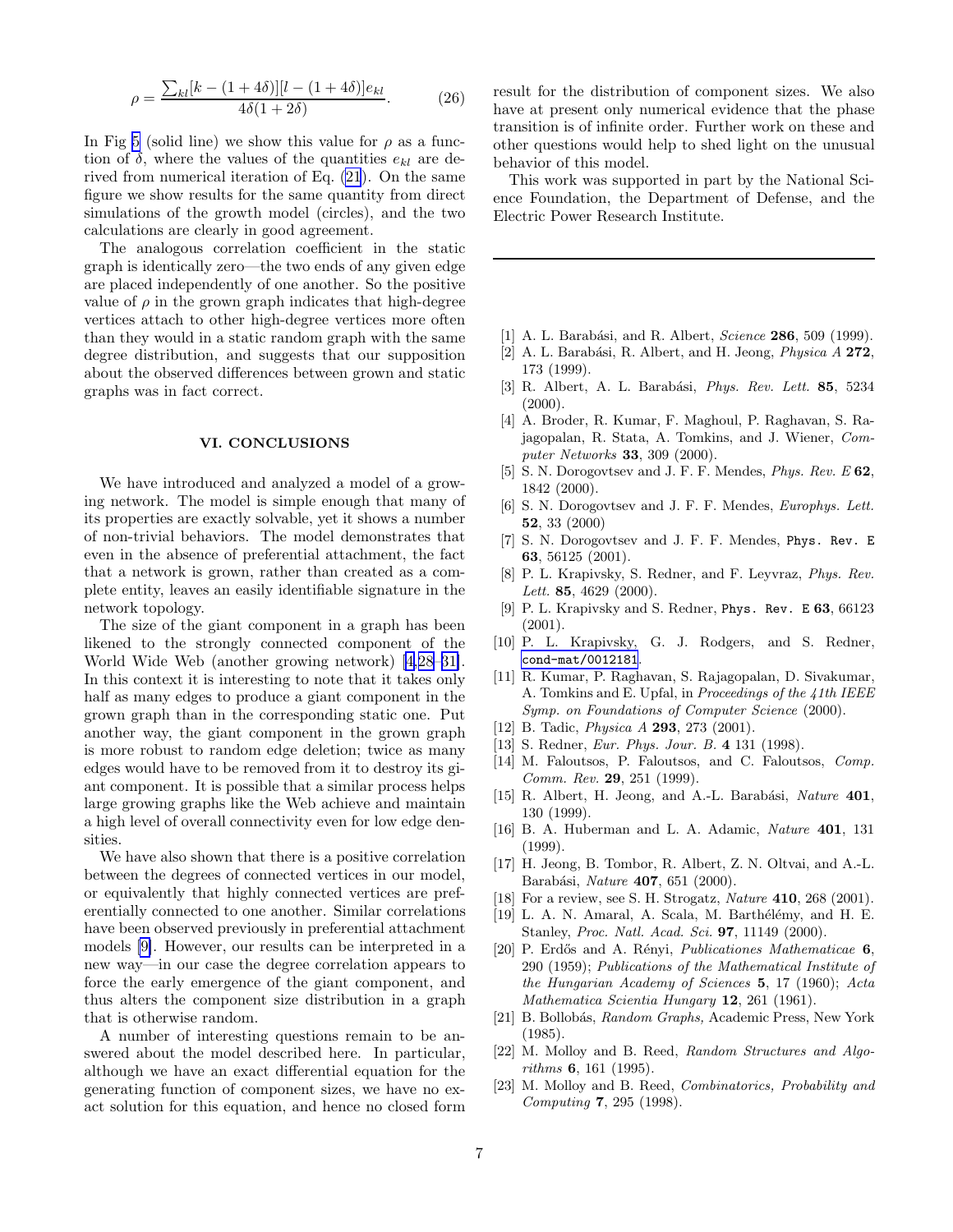$$\rho = \frac{\sum_{kl}[k-(1+4\delta)][l-(1+4\delta)]e_{kl}}{4\delta(1+2\delta)}. \tag{26}$$

In Fig 5 (solid line) we show this value for $\rho$ as a function of $\delta$, where the values of the quantities $e_{kl}$ are derived from numerical iteration of Eq. (21). On the same figure we show results for the same quantity from direct simulations of the growth model (circles), and the two calculations are clearly in good agreement.

The analogous correlation coefficient in the static graph is identically zero—the two ends of any given edge are placed independently of one another. So the positive value of $\rho$ in the grown graph indicates that high-degree vertices attach to other high-degree vertices more often than they would in a static random graph with the same degree distribution, and suggests that our supposition about the observed differences between grown and static graphs was in fact correct.

## VI. CONCLUSIONS

We have introduced and analyzed a model of a growing network. The model is simple enough that many of its properties are exactly solvable, yet it shows a number of non-trivial behaviors. The model demonstrates that even in the absence of preferential attachment, the fact that a network is grown, rather than created as a complete entity, leaves an easily identifiable signature in the network topology.

The size of the giant component in a graph has been likened to the strongly connected component of the World Wide Web (another growing network) [4,28–31]. In this context it is interesting to note that it takes only half as many edges to produce a giant component in the grown graph than in the corresponding static one. Put another way, the giant component in the grown graph is more robust to random edge deletion; twice as many edges would have to be removed from it to destroy its giant component. It is possible that a similar process helps large growing graphs like the Web achieve and maintain a high level of overall connectivity even for low edge densities.

We have also shown that there is a positive correlation between the degrees of connected vertices in our model, or equivalently that highly connected vertices are preferentially connected to one another. Similar correlations have been observed previously in preferential attachment models [9]. However, our results can be interpreted in a new way—in our case the degree correlation appears to force the early emergence of the giant component, and thus alters the component size distribution in a graph that is otherwise random.

A number of interesting questions remain to be answered about the model described here. In particular, although we have an exact differential equation for the generating function of component sizes, we have no exact solution for this equation, and hence no closed form result for the distribution of component sizes. We also have at present only numerical evidence that the phase transition is of infinite order. Further work on these and other questions would help to shed light on the unusual behavior of this model.

This work was supported in part by the National Science Foundation, the Department of Defense, and the Electric Power Research Institute.

---

[1] A. L. Barabási, and R. Albert, *Science* **286**, 509 (1999).

[2] A. L. Barabási, R. Albert, and H. Jeong, *Physica A* **272**, 173 (1999).

[3] R. Albert, A. L. Barabási, *Phys. Rev. Lett.* **85**, 5234 (2000).

[4] A. Broder, R. Kumar, F. Maghoul, P. Raghavan, S. Rajagopalan, R. Stata, A. Tomkins, and J. Wiener, *Computer Networks* **33**, 309 (2000).

[5] S. N. Dorogovtsev and J. F. F. Mendes, *Phys. Rev. E* **62**, 1842 (2000).

[6] S. N. Dorogovtsev and J. F. F. Mendes, *Europhys. Lett.* **52**, 33 (2000)

[7] S. N. Dorogovtsev and J. F. F. Mendes, Phys. Rev. E **63**, 56125 (2001).

[8] P. L. Krapivsky, S. Redner, and F. Leyvraz, *Phys. Rev. Lett.* **85**, 4629 (2000).

[9] P. L. Krapivsky and S. Redner, Phys. Rev. E **63**, 66123 (2001).

[10] P. L. Krapivsky, G. J. Rodgers, and S. Redner, cond-mat/0012181.

[11] R. Kumar, P. Raghavan, S. Rajagopalan, D. Sivakumar, A. Tomkins and E. Upfal, in *Proceedings of the 41th IEEE Symp. on Foundations of Computer Science* (2000).

[12] B. Tadic, *Physica A* **293**, 273 (2001).

[13] S. Redner, *Eur. Phys. Jour. B.* **4** 131 (1998).

[14] M. Faloutsos, P. Faloutsos, and C. Faloutsos, *Comp. Comm. Rev.* **29**, 251 (1999).

[15] R. Albert, H. Jeong, and A.-L. Barabási, *Nature* **401**, 130 (1999).

[16] B. A. Huberman and L. A. Adamic, *Nature* **401**, 131 (1999).

[17] H. Jeong, B. Tombor, R. Albert, Z. N. Oltvai, and A.-L. Barabási, *Nature* **407**, 651 (2000).

[18] For a review, see S. H. Strogatz, *Nature* **410**, 268 (2001).

[19] L. A. N. Amaral, A. Scala, M. Barthélémy, and H. E. Stanley, *Proc. Natl. Acad. Sci.* **97**, 11149 (2000).

[20] P. Erdős and A. Rényi, *Publicationes Mathematicae* **6**, 290 (1959); *Publications of the Mathematical Institute of the Hungarian Academy of Sciences* **5**, 17 (1960); *Acta Mathematica Scientia Hungary* **12**, 261 (1961).

[21] B. Bollobás, *Random Graphs,* Academic Press, New York (1985).

[22] M. Molloy and B. Reed, *Random Structures and Algorithms* **6**, 161 (1995).

[23] M. Molloy and B. Reed, *Combinatorics, Probability and Computing* **7**, 295 (1998).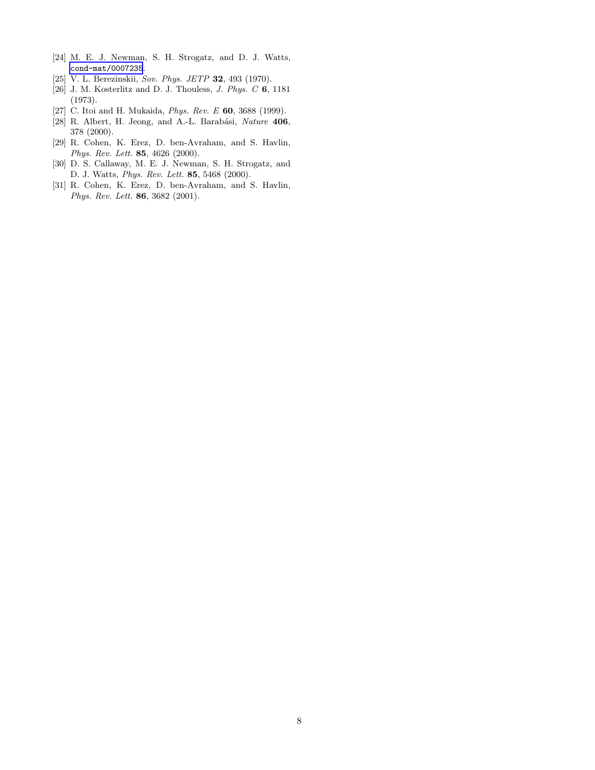[24] M. E. J. Newman, S. H. Strogatz, and D. J. Watts, `cond-mat/0007235`.

[25] V. L. Berezinskii, *Sov. Phys. JETP* **32**, 493 (1970).

[26] J. M. Kosterlitz and D. J. Thouless, *J. Phys. C* **6**, 1181 (1973).

[27] C. Itoi and H. Mukaida, *Phys. Rev. E* **60**, 3688 (1999).

[28] R. Albert, H. Jeong, and A.-L. Barabási, *Nature* **406**, 378 (2000).

[29] R. Cohen, K. Erez, D. ben-Avraham, and S. Havlin, *Phys. Rev. Lett.* **85**, 4626 (2000).

[30] D. S. Callaway, M. E. J. Newman, S. H. Strogatz, and D. J. Watts, *Phys. Rev. Lett.* **85**, 5468 (2000).

[31] R. Cohen, K. Erez, D. ben-Avraham, and S. Havlin, *Phys. Rev. Lett.* **86**, 3682 (2001).